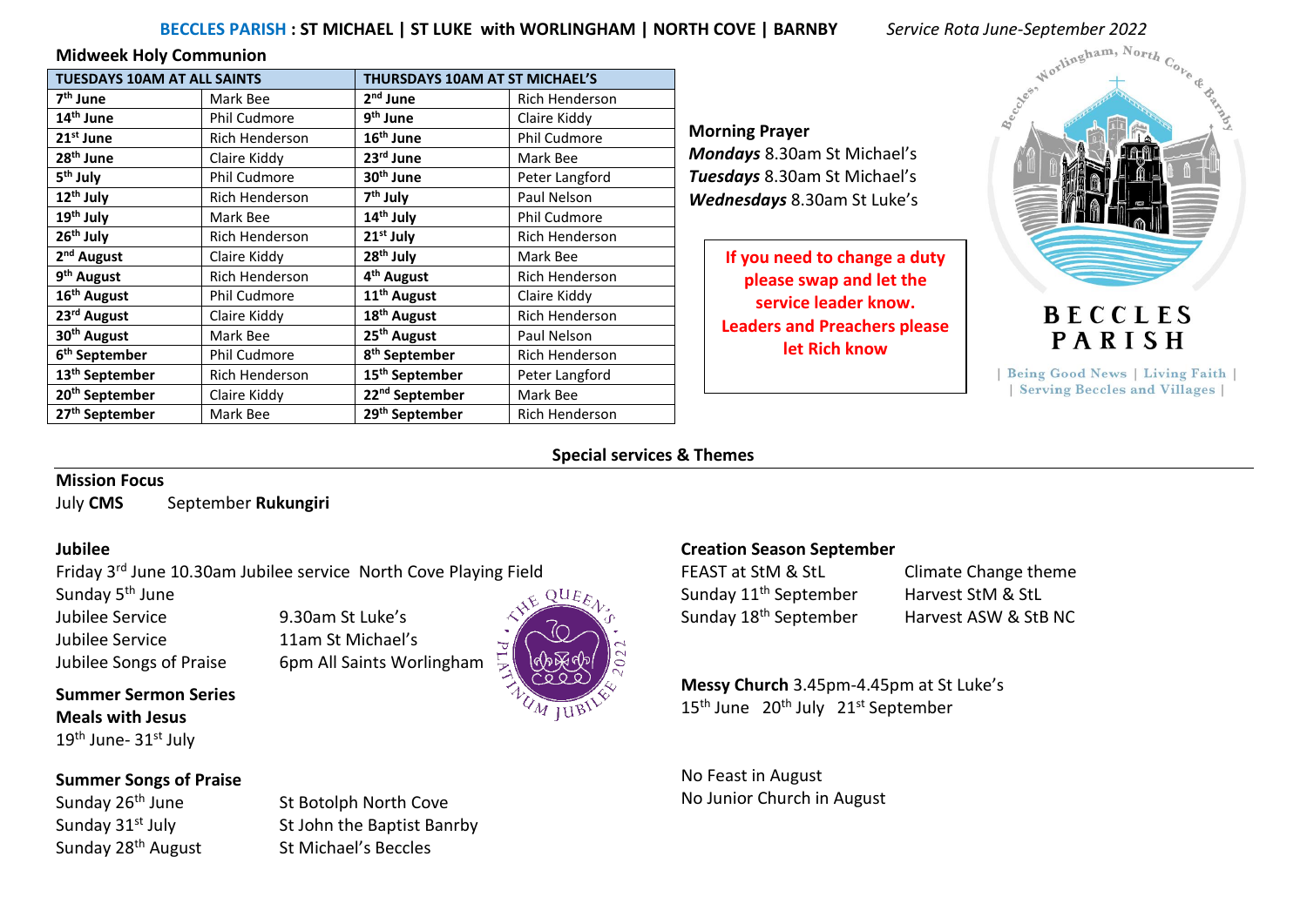**BECCLES PARISH : ST MICHAEL | ST LUKE with WORLINGHAM | NORTH COVE | BARNBY** *Service Rota June-September 2022*

## Midweek Holy Communion

| TUESDAYS 10AM AT ALL SAINTS | | THURSDAYS 10AM AT ST MICHAEL'S | |
|---|---|---|---|
| **7th June** | Mark Bee | **2nd June** | Rich Henderson |
| **14th June** | Phil Cudmore | **9th June** | Claire Kiddy |
| **21st June** | Rich Henderson | **16th June** | Phil Cudmore |
| **28th June** | Claire Kiddy | **23rd June** | Mark Bee |
| **5th July** | Phil Cudmore | **30th June** | Peter Langford |
| **12th July** | Rich Henderson | **7th July** | Paul Nelson |
| **19th July** | Mark Bee | **14th July** | Phil Cudmore |
| **26th July** | Rich Henderson | **21st July** | Rich Henderson |
| **2nd August** | Claire Kiddy | **28th July** | Mark Bee |
| **9th August** | Rich Henderson | **4th August** | Rich Henderson |
| **16th August** | Phil Cudmore | **11th August** | Claire Kiddy |
| **23rd August** | Claire Kiddy | **18th August** | Rich Henderson |
| **30th August** | Mark Bee | **25th August** | Paul Nelson |
| **6th September** | Phil Cudmore | **8th September** | Rich Henderson |
| **13th September** | Rich Henderson | **15th September** | Peter Langford |
| **20th September** | Claire Kiddy | **22nd September** | Mark Bee |
| **27th September** | Mark Bee | **29th September** | Rich Henderson |

**Morning Prayer**
***Mondays*** 8.30am St Michael's
***Tuesdays*** 8.30am St Michael's
***Wednesdays*** 8.30am St Luke's

**If you need to change a duty please swap and let the service leader know. Leaders and Preachers please let Rich know**

Beccles, Worlingham, North Cove & Barnby

BECCLES PARISH

| Being Good News | Living Faith |
| Serving Beccles and Villages |

## Special services & Themes

**Mission Focus**
July **CMS** September **Rukungiri**

**Jubilee**
Friday 3rd June 10.30am Jubilee service North Cove Playing Field
Sunday 5th June
Jubilee Service 9.30am St Luke's
Jubilee Service 11am St Michael's
Jubilee Songs of Praise 6pm All Saints Worlingham

THE QUEEN'S PLATINUM JUBILEE 2022

**Summer Sermon Series**
**Meals with Jesus**
19th June- 31st July

**Summer Songs of Praise**
Sunday 26th June St Botolph North Cove
Sunday 31st July St John the Baptist Banrby
Sunday 28th August St Michael's Beccles

**Creation Season September**
FEAST at StM & StL Climate Change theme
Sunday 11th September Harvest StM & StL
Sunday 18th September Harvest ASW & StB NC

**Messy Church** 3.45pm-4.45pm at St Luke's
15th June 20th July 21st September

No Feast in August
No Junior Church in August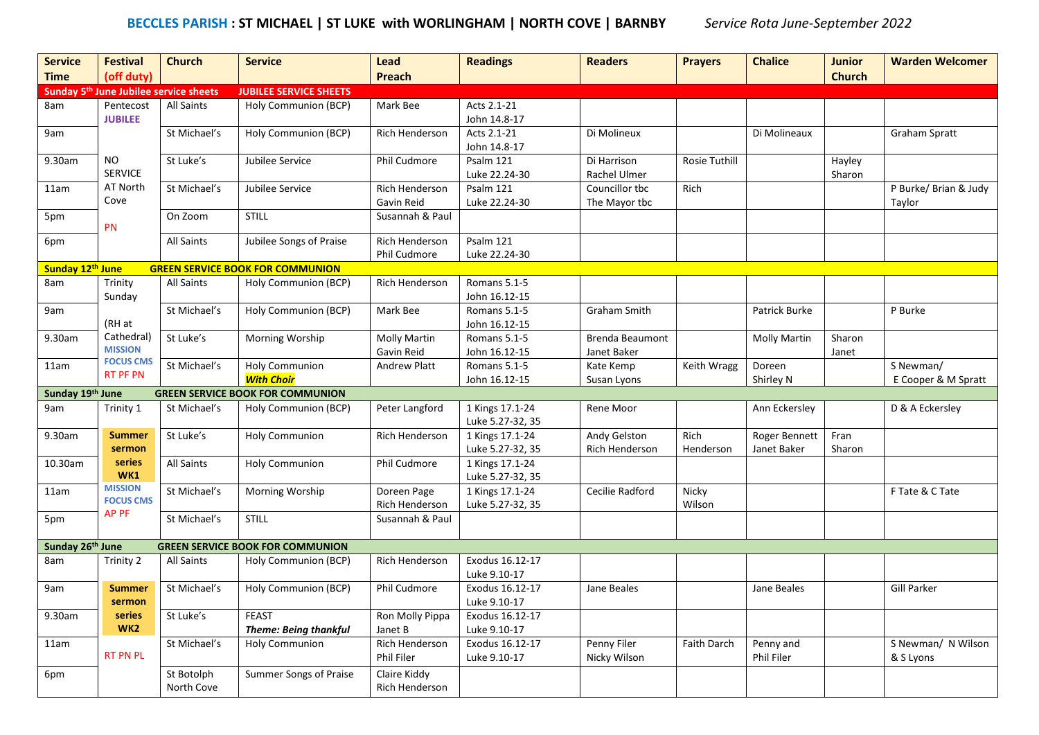## BECCLES PARISH : ST MICHAEL | ST LUKE with WORLINGHAM | NORTH COVE | BARNBY

*Service Rota June-September 2022*

| Service Time | Festival (off duty) | Church | Service | Lead Preach | Readings | Readers | Prayers | Chalice | Junior Church | Warden Welcomer |
|---|---|---|---|---|---|---|---|---|---|---|
| **Sunday 5th June Jubilee service sheets** | | | **JUBILEE SERVICE SHEETS** | | | | | | | |
| 8am | Pentecost **JUBILEE** | All Saints | Holy Communion (BCP) | Mark Bee | Acts 2.1-21 John 14.8-17 | | | | | |
| 9am | | St Michael's | Holy Communion (BCP) | Rich Henderson | Acts 2.1-21 John 14.8-17 | Di Molineux | | Di Molineaux | | Graham Spratt |
| 9.30am | NO SERVICE AT North Cove | St Luke's | Jubilee Service | Phil Cudmore | Psalm 121 Luke 22.24-30 | Di Harrison Rachel Ulmer | Rosie Tuthill | | Hayley Sharon | |
| 11am | | St Michael's | Jubilee Service | Rich Henderson Gavin Reid | Psalm 121 Luke 22.24-30 | Councillor tbc The Mayor tbc | Rich | | | P Burke/ Brian & Judy Taylor |
| 5pm | PN | On Zoom | STILL | Susannah & Paul | | | | | | |
| 6pm | | All Saints | Jubilee Songs of Praise | Rich Henderson Phil Cudmore | Psalm 121 Luke 22.24-30 | | | | | |
| **Sunday 12th June** | | **GREEN SERVICE BOOK FOR COMMUNION** | | | | | | | | |
| 8am | Trinity Sunday | All Saints | Holy Communion (BCP) | Rich Henderson | Romans 5.1-5 John 16.12-15 | | | | | |
| 9am | (RH at Cathedral) | St Michael's | Holy Communion (BCP) | Mark Bee | Romans 5.1-5 John 16.12-15 | Graham Smith | | Patrick Burke | | P Burke |
| 9.30am | **MISSION FOCUS CMS** | St Luke's | Morning Worship | Molly Martin Gavin Reid | Romans 5.1-5 John 16.12-15 | Brenda Beaumont Janet Baker | | Molly Martin | Sharon Janet | |
| 11am | RT PF PN | St Michael's | Holy Communion ***With Choir*** | Andrew Platt | Romans 5.1-5 John 16.12-15 | Kate Kemp Susan Lyons | Keith Wragg | Doreen Shirley N | | S Newman/ E Cooper & M Spratt |
| **Sunday 19th June** | | **GREEN SERVICE BOOK FOR COMMUNION** | | | | | | | | |
| 9am | Trinity 1 | St Michael's | Holy Communion (BCP) | Peter Langford | 1 Kings 17.1-24 Luke 5.27-32, 35 | Rene Moor | | Ann Eckersley | | D & A Eckersley |
| 9.30am | **Summer sermon** | St Luke's | Holy Communion | Rich Henderson | 1 Kings 17.1-24 Luke 5.27-32, 35 | Andy Gelston Rich Henderson | Rich Henderson | Roger Bennett Janet Baker | Fran Sharon | |
| 10.30am | **series WK1** | All Saints | Holy Communion | Phil Cudmore | 1 Kings 17.1-24 Luke 5.27-32, 35 | | | | | |
| 11am | **MISSION FOCUS CMS** | St Michael's | Morning Worship | Doreen Page Rich Henderson | 1 Kings 17.1-24 Luke 5.27-32, 35 | Cecilie Radford | Nicky Wilson | | | F Tate & C Tate |
| 5pm | AP PF | St Michael's | STILL | Susannah & Paul | | | | | | |
| **Sunday 26th June** | | **GREEN SERVICE BOOK FOR COMMUNION** | | | | | | | | |
| 8am | Trinity 2 | All Saints | Holy Communion (BCP) | Rich Henderson | Exodus 16.12-17 Luke 9.10-17 | | | | | |
| 9am | **Summer sermon** | St Michael's | Holy Communion (BCP) | Phil Cudmore | Exodus 16.12-17 Luke 9.10-17 | Jane Beales | | Jane Beales | | Gill Parker |
| 9.30am | **series WK2** | St Luke's | FEAST ***Theme: Being thankful*** | Ron Molly Pippa Janet B | Exodus 16.12-17 Luke 9.10-17 | | | | | |
| 11am | RT PN PL | St Michael's | Holy Communion | Rich Henderson Phil Filer | Exodus 16.12-17 Luke 9.10-17 | Penny Filer Nicky Wilson | Faith Darch | Penny and Phil Filer | | S Newman/ N Wilson & S Lyons |
| 6pm | | St Botolph North Cove | Summer Songs of Praise | Claire Kiddy Rich Henderson | | | | | | |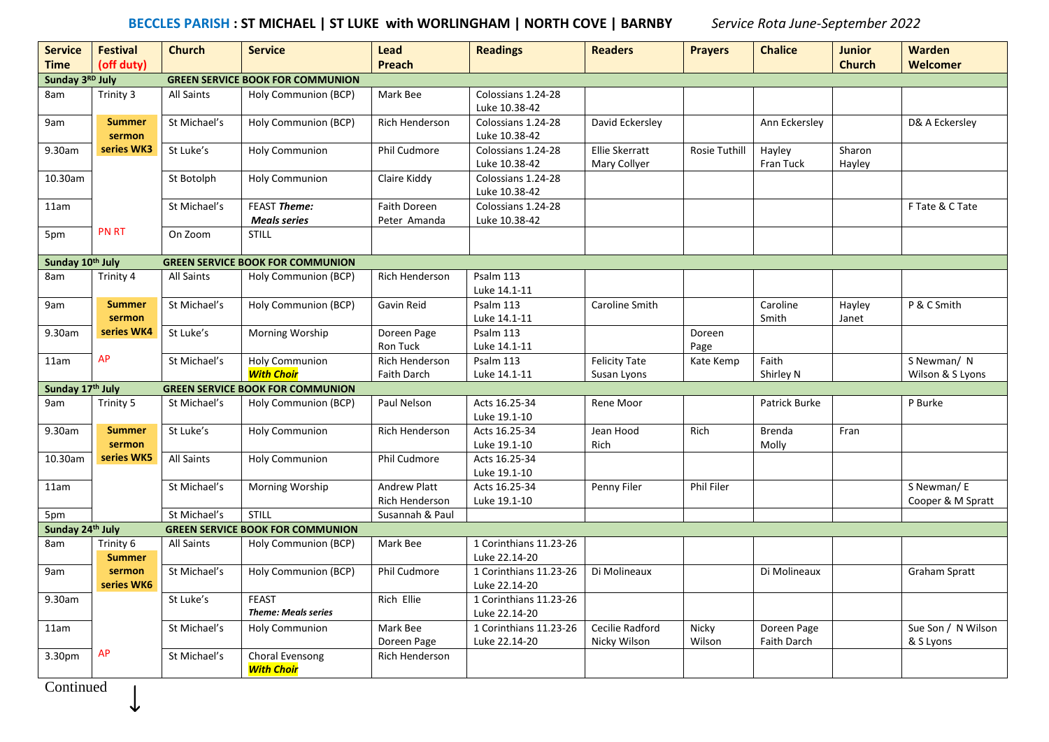**BECCLES PARISH : ST MICHAEL | ST LUKE with WORLINGHAM | NORTH COVE | BARNBY** *Service Rota June-September 2022*

| Service Time | Festival (off duty) | Church | Service | Lead Preach | Readings | Readers | Prayers | Chalice | Junior Church | Warden Welcomer |
|---|---|---|---|---|---|---|---|---|---|---|
| **Sunday 3RD July** | | **GREEN SERVICE BOOK FOR COMMUNION** | | | | | | | | |
| 8am | Trinity 3 | All Saints | Holy Communion (BCP) | Mark Bee | Colossians 1.24-28 Luke 10.38-42 | | | | | |
| 9am | **Summer sermon series WK3** | St Michael's | Holy Communion (BCP) | Rich Henderson | Colossians 1.24-28 Luke 10.38-42 | David Eckersley | | Ann Eckersley | | D& A Eckersley |
| 9.30am | | St Luke's | Holy Communion | Phil Cudmore | Colossians 1.24-28 Luke 10.38-42 | Ellie Skerratt Mary Collyer | Rosie Tuthill | Hayley Fran Tuck | Sharon Hayley | |
| 10.30am | | St Botolph | Holy Communion | Claire Kiddy | Colossians 1.24-28 Luke 10.38-42 | | | | | |
| 11am | | St Michael's | FEAST ***Theme: Meals series*** | Faith Doreen Peter Amanda | Colossians 1.24-28 Luke 10.38-42 | | | | | F Tate & C Tate |
| 5pm | PN RT | On Zoom | STILL | | | | | | | |
| **Sunday 10th July** | | **GREEN SERVICE BOOK FOR COMMUNION** | | | | | | | | |
| 8am | Trinity 4 | All Saints | Holy Communion (BCP) | Rich Henderson | Psalm 113 Luke 14.1-11 | | | | | |
| 9am | **Summer sermon series WK4** | St Michael's | Holy Communion (BCP) | Gavin Reid | Psalm 113 Luke 14.1-11 | Caroline Smith | | Caroline Smith | Hayley Janet | P & C Smith |
| 9.30am | | St Luke's | Morning Worship | Doreen Page Ron Tuck | Psalm 113 Luke 14.1-11 | | Doreen Page | | | |
| 11am | AP | St Michael's | Holy Communion ***With Choir*** | Rich Henderson Faith Darch | Psalm 113 Luke 14.1-11 | Felicity Tate Susan Lyons | Kate Kemp | Faith Shirley N | | S Newman/ N Wilson & S Lyons |
| **Sunday 17th July** | | **GREEN SERVICE BOOK FOR COMMUNION** | | | | | | | | |
| 9am | Trinity 5 | St Michael's | Holy Communion (BCP) | Paul Nelson | Acts 16.25-34 Luke 19.1-10 | Rene Moor | | Patrick Burke | | P Burke |
| 9.30am | **Summer sermon series WK5** | St Luke's | Holy Communion | Rich Henderson | Acts 16.25-34 Luke 19.1-10 | Jean Hood Rich | Rich | Brenda Molly | Fran | |
| 10.30am | | All Saints | Holy Communion | Phil Cudmore | Acts 16.25-34 Luke 19.1-10 | | | | | |
| 11am | | St Michael's | Morning Worship | Andrew Platt Rich Henderson | Acts 16.25-34 Luke 19.1-10 | Penny Filer | Phil Filer | | | S Newman/ E Cooper & M Spratt |
| 5pm | | St Michael's | STILL | Susannah & Paul | | | | | | |
| **Sunday 24th July** | | **GREEN SERVICE BOOK FOR COMMUNION** | | | | | | | | |
| 8am | Trinity 6 **Summer sermon series WK6** | All Saints | Holy Communion (BCP) | Mark Bee | 1 Corinthians 11.23-26 Luke 22.14-20 | | | | | |
| 9am | | St Michael's | Holy Communion (BCP) | Phil Cudmore | 1 Corinthians 11.23-26 Luke 22.14-20 | Di Molineaux | | Di Molineaux | | Graham Spratt |
| 9.30am | | St Luke's | FEAST ***Theme: Meals series*** | Rich Ellie | 1 Corinthians 11.23-26 Luke 22.14-20 | | | | | |
| 11am | | St Michael's | Holy Communion | Mark Bee Doreen Page | 1 Corinthians 11.23-26 Luke 22.14-20 | Cecilie Radford Nicky Wilson | Nicky Wilson | Doreen Page Faith Darch | | Sue Son / N Wilson & S Lyons |
| 3.30pm | AP | St Michael's | Choral Evensong ***With Choir*** | Rich Henderson | | | | | | |

Continued ↓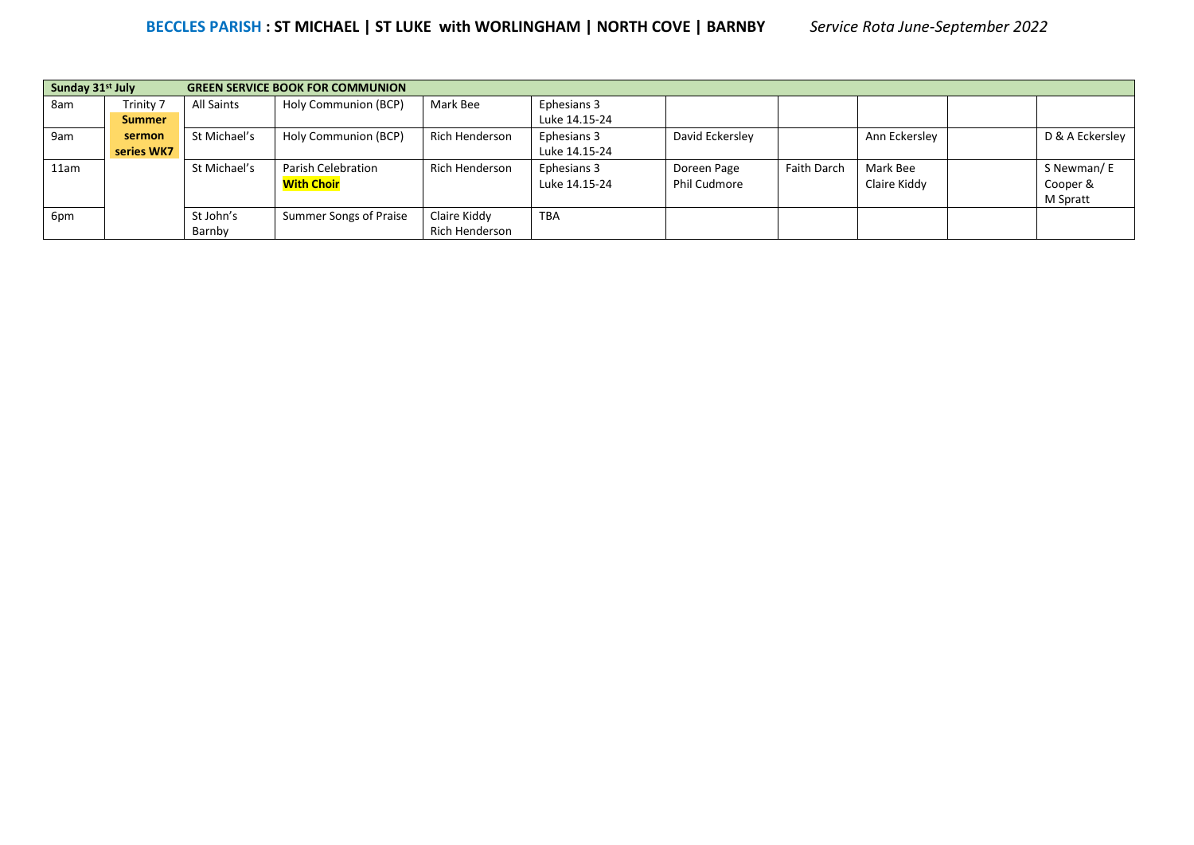**BECCLES PARISH : ST MICHAEL | ST LUKE with WORLINGHAM | NORTH COVE | BARNBY** *Service Rota June-September 2022*

| Sunday 31st July | | GREEN SERVICE BOOK FOR COMMUNION | | | | | | | | |
|---|---|---|---|---|---|---|---|---|---|---|
| 8am | Trinity 7 **Summer** | All Saints | Holy Communion (BCP) | Mark Bee | Ephesians 3 Luke 14.15-24 | | | | | |
| 9am | **sermon series WK7** | St Michael's | Holy Communion (BCP) | Rich Henderson | Ephesians 3 Luke 14.15-24 | David Eckersley | | Ann Eckersley | | D & A Eckersley |
| 11am | | St Michael's | Parish Celebration **With Choir** | Rich Henderson | Ephesians 3 Luke 14.15-24 | Doreen Page Phil Cudmore | Faith Darch | Mark Bee Claire Kiddy | | S Newman/ E Cooper & M Spratt |
| 6pm | | St John's Barnby | Summer Songs of Praise | Claire Kiddy Rich Henderson | TBA | | | | | |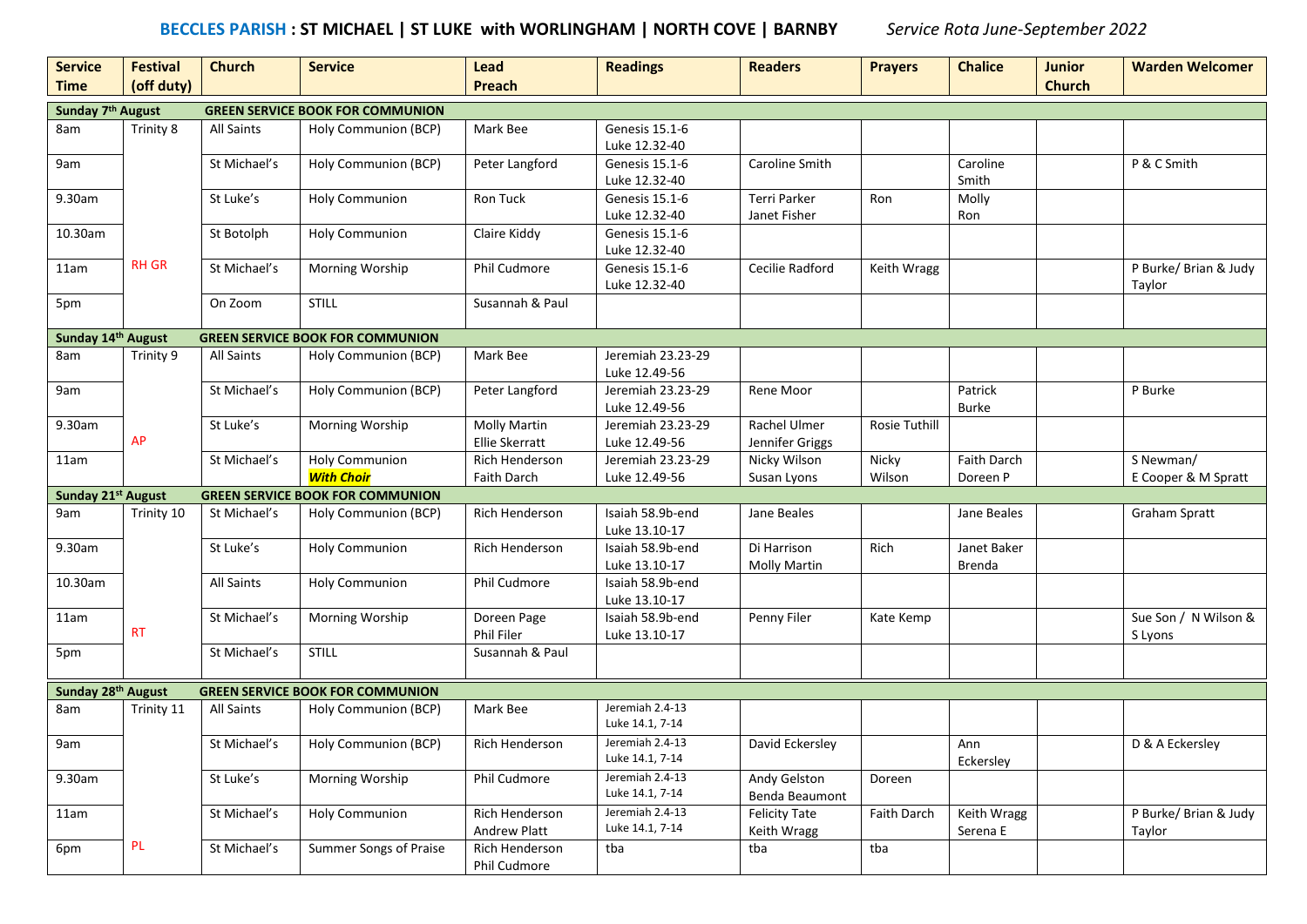**BECCLES PARISH : ST MICHAEL | ST LUKE with WORLINGHAM | NORTH COVE | BARNBY** *Service Rota June-September 2022*

| Service Time | Festival (off duty) | Church | Service | Lead Preach | Readings | Readers | Prayers | Chalice | Junior Church | Warden Welcomer |
|---|---|---|---|---|---|---|---|---|---|---|
| **Sunday 7th August** | | **GREEN SERVICE BOOK FOR COMMUNION** | | | | | | | | |
| 8am | Trinity 8 | All Saints | Holy Communion (BCP) | Mark Bee | Genesis 15.1-6 Luke 12.32-40 | | | | | |
| 9am | | St Michael's | Holy Communion (BCP) | Peter Langford | Genesis 15.1-6 Luke 12.32-40 | Caroline Smith | | Caroline Smith | | P & C Smith |
| 9.30am | | St Luke's | Holy Communion | Ron Tuck | Genesis 15.1-6 Luke 12.32-40 | Terri Parker Janet Fisher | Ron | Molly Ron | | |
| 10.30am | | St Botolph | Holy Communion | Claire Kiddy | Genesis 15.1-6 Luke 12.32-40 | | | | | |
| 11am | RH GR | St Michael's | Morning Worship | Phil Cudmore | Genesis 15.1-6 Luke 12.32-40 | Cecilie Radford | Keith Wragg | | | P Burke/ Brian & Judy Taylor |
| 5pm | | On Zoom | STILL | Susannah & Paul | | | | | | |
| **Sunday 14th August** | | **GREEN SERVICE BOOK FOR COMMUNION** | | | | | | | | |
| 8am | Trinity 9 | All Saints | Holy Communion (BCP) | Mark Bee | Jeremiah 23.23-29 Luke 12.49-56 | | | | | |
| 9am | | St Michael's | Holy Communion (BCP) | Peter Langford | Jeremiah 23.23-29 Luke 12.49-56 | Rene Moor | | Patrick Burke | | P Burke |
| 9.30am | AP | St Luke's | Morning Worship | Molly Martin Ellie Skerratt | Jeremiah 23.23-29 Luke 12.49-56 | Rachel Ulmer Jennifer Griggs | Rosie Tuthill | | | |
| 11am | | St Michael's | Holy Communion ***With Choir*** | Rich Henderson Faith Darch | Jeremiah 23.23-29 Luke 12.49-56 | Nicky Wilson Susan Lyons | Nicky Wilson | Faith Darch Doreen P | | S Newman/ E Cooper & M Spratt |
| **Sunday 21st August** | | **GREEN SERVICE BOOK FOR COMMUNION** | | | | | | | | |
| 9am | Trinity 10 | St Michael's | Holy Communion (BCP) | Rich Henderson | Isaiah 58.9b-end Luke 13.10-17 | Jane Beales | | Jane Beales | | Graham Spratt |
| 9.30am | | St Luke's | Holy Communion | Rich Henderson | Isaiah 58.9b-end Luke 13.10-17 | Di Harrison Molly Martin | Rich | Janet Baker Brenda | | |
| 10.30am | | All Saints | Holy Communion | Phil Cudmore | Isaiah 58.9b-end Luke 13.10-17 | | | | | |
| 11am | RT | St Michael's | Morning Worship | Doreen Page Phil Filer | Isaiah 58.9b-end Luke 13.10-17 | Penny Filer | Kate Kemp | | | Sue Son / N Wilson & S Lyons |
| 5pm | | St Michael's | STILL | Susannah & Paul | | | | | | |
| **Sunday 28th August** | | **GREEN SERVICE BOOK FOR COMMUNION** | | | | | | | | |
| 8am | Trinity 11 | All Saints | Holy Communion (BCP) | Mark Bee | Jeremiah 2.4-13 Luke 14.1, 7-14 | | | | | |
| 9am | | St Michael's | Holy Communion (BCP) | Rich Henderson | Jeremiah 2.4-13 Luke 14.1, 7-14 | David Eckersley | | Ann Eckersley | | D & A Eckersley |
| 9.30am | | St Luke's | Morning Worship | Phil Cudmore | Jeremiah 2.4-13 Luke 14.1, 7-14 | Andy Gelston Benda Beaumont | Doreen | | | |
| 11am | | St Michael's | Holy Communion | Rich Henderson Andrew Platt | Jeremiah 2.4-13 Luke 14.1, 7-14 | Felicity Tate Keith Wragg | Faith Darch | Keith Wragg Serena E | | P Burke/ Brian & Judy Taylor |
| 6pm | PL | St Michael's | Summer Songs of Praise | Rich Henderson Phil Cudmore | tba | tba | tba | | | |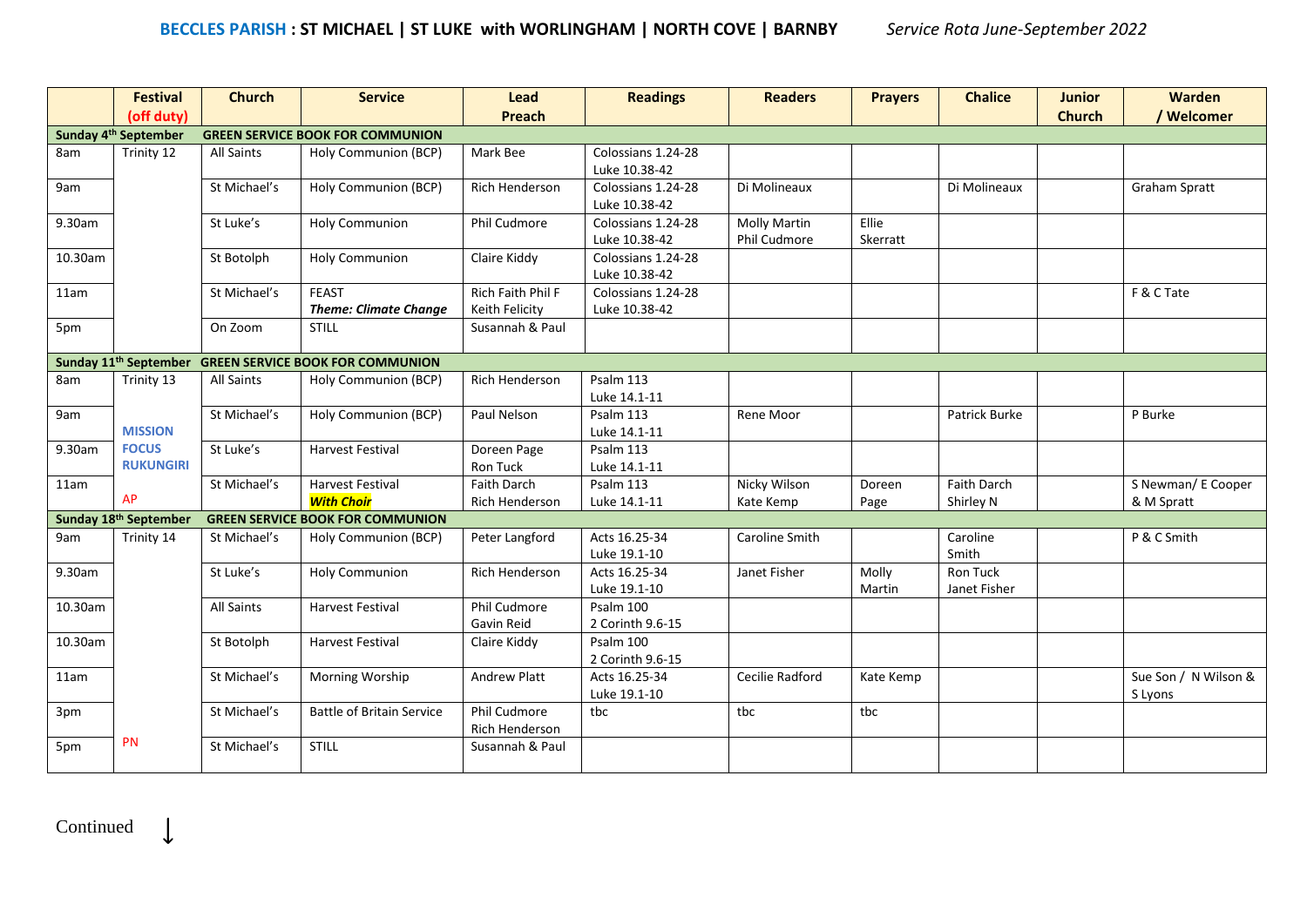**BECCLES PARISH : ST MICHAEL | ST LUKE with WORLINGHAM | NORTH COVE | BARNBY** *Service Rota June-September 2022*

| | Festival (off duty) | Church | Service | Lead Preach | Readings | Readers | Prayers | Chalice | Junior Church | Warden / Welcomer |
|---|---|---|---|---|---|---|---|---|---|---|
| **Sunday 4th September** | **GREEN SERVICE BOOK FOR COMMUNION** | | | | | | | | | |
| 8am | Trinity 12 | All Saints | Holy Communion (BCP) | Mark Bee | Colossians 1.24-28 Luke 10.38-42 | | | | | |
| 9am | | St Michael's | Holy Communion (BCP) | Rich Henderson | Colossians 1.24-28 Luke 10.38-42 | Di Molineaux | | Di Molineaux | | Graham Spratt |
| 9.30am | | St Luke's | Holy Communion | Phil Cudmore | Colossians 1.24-28 Luke 10.38-42 | Molly Martin Phil Cudmore | Ellie Skerratt | | | |
| 10.30am | | St Botolph | Holy Communion | Claire Kiddy | Colossians 1.24-28 Luke 10.38-42 | | | | | |
| 11am | | St Michael's | FEAST ***Theme: Climate Change*** | Rich Faith Phil F Keith Felicity | Colossians 1.24-28 Luke 10.38-42 | | | | | F & C Tate |
| 5pm | | On Zoom | STILL | Susannah & Paul | | | | | | |
| **Sunday 11th September** | **GREEN SERVICE BOOK FOR COMMUNION** | | | | | | | | | |
| 8am | Trinity 13 | All Saints | Holy Communion (BCP) | Rich Henderson | Psalm 113 Luke 14.1-11 | | | | | |
| 9am | **MISSION** | St Michael's | Holy Communion (BCP) | Paul Nelson | Psalm 113 Luke 14.1-11 | Rene Moor | | Patrick Burke | | P Burke |
| 9.30am | **FOCUS RUKUNGIRI** | St Luke's | Harvest Festival | Doreen Page Ron Tuck | Psalm 113 Luke 14.1-11 | | | | | |
| 11am | AP | St Michael's | Harvest Festival ***With Choir*** | Faith Darch Rich Henderson | Psalm 113 Luke 14.1-11 | Nicky Wilson Kate Kemp | Doreen Page | Faith Darch Shirley N | | S Newman/ E Cooper & M Spratt |
| **Sunday 18th September** | **GREEN SERVICE BOOK FOR COMMUNION** | | | | | | | | | |
| 9am | Trinity 14 | St Michael's | Holy Communion (BCP) | Peter Langford | Acts 16.25-34 Luke 19.1-10 | Caroline Smith | | Caroline Smith | | P & C Smith |
| 9.30am | | St Luke's | Holy Communion | Rich Henderson | Acts 16.25-34 Luke 19.1-10 | Janet Fisher | Molly Martin | Ron Tuck Janet Fisher | | |
| 10.30am | | All Saints | Harvest Festival | Phil Cudmore Gavin Reid | Psalm 100 2 Corinth 9.6-15 | | | | | |
| 10.30am | | St Botolph | Harvest Festival | Claire Kiddy | Psalm 100 2 Corinth 9.6-15 | | | | | |
| 11am | | St Michael's | Morning Worship | Andrew Platt | Acts 16.25-34 Luke 19.1-10 | Cecilie Radford | Kate Kemp | | | Sue Son / N Wilson & S Lyons |
| 3pm | | St Michael's | Battle of Britain Service | Phil Cudmore Rich Henderson | tbc | tbc | tbc | | | |
| 5pm | PN | St Michael's | STILL | Susannah & Paul | | | | | | |

Continued ↓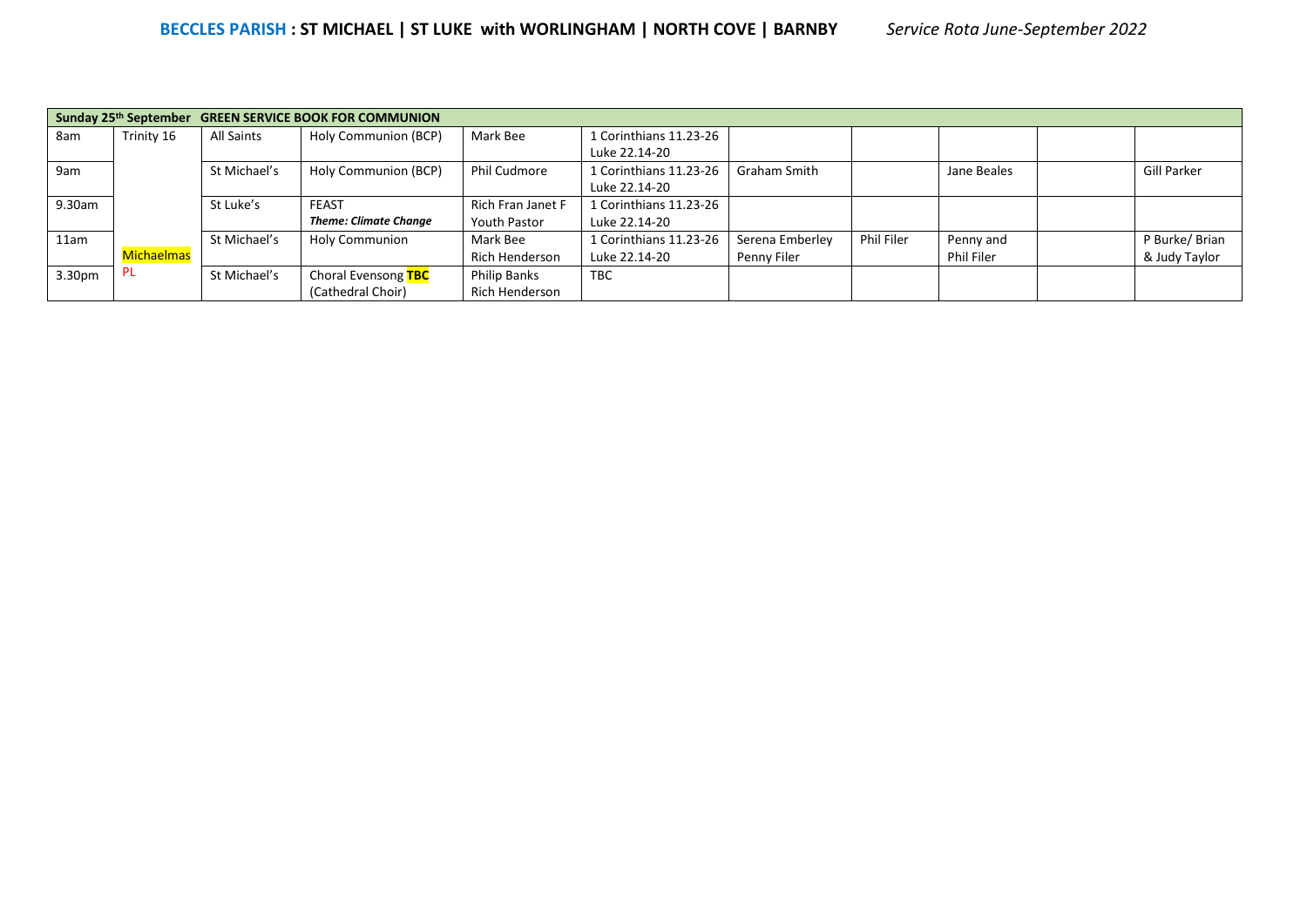**BECCLES PARISH : ST MICHAEL | ST LUKE with WORLINGHAM | NORTH COVE | BARNBY** *Service Rota June-September 2022*

| Sunday 25th September GREEN SERVICE BOOK FOR COMMUNION | | | | | | | | | | |
|---|---|---|---|---|---|---|---|---|---|---|
| 8am | Trinity 16 | All Saints | Holy Communion (BCP) | Mark Bee | 1 Corinthians 11.23-26 Luke 22.14-20 | | | | | |
| 9am | | St Michael's | Holy Communion (BCP) | Phil Cudmore | 1 Corinthians 11.23-26 Luke 22.14-20 | Graham Smith | | Jane Beales | | Gill Parker |
| 9.30am | | St Luke's | FEAST ***Theme: Climate Change*** | Rich Fran Janet F Youth Pastor | 1 Corinthians 11.23-26 Luke 22.14-20 | | | | | |
| 11am | Michaelmas | St Michael's | Holy Communion | Mark Bee Rich Henderson | 1 Corinthians 11.23-26 Luke 22.14-20 | Serena Emberley Penny Filer | Phil Filer | Penny and Phil Filer | | P Burke/ Brian & Judy Taylor |
| 3.30pm | PL | St Michael's | Choral Evensong **TBC** (Cathedral Choir) | Philip Banks Rich Henderson | TBC | | | | | |